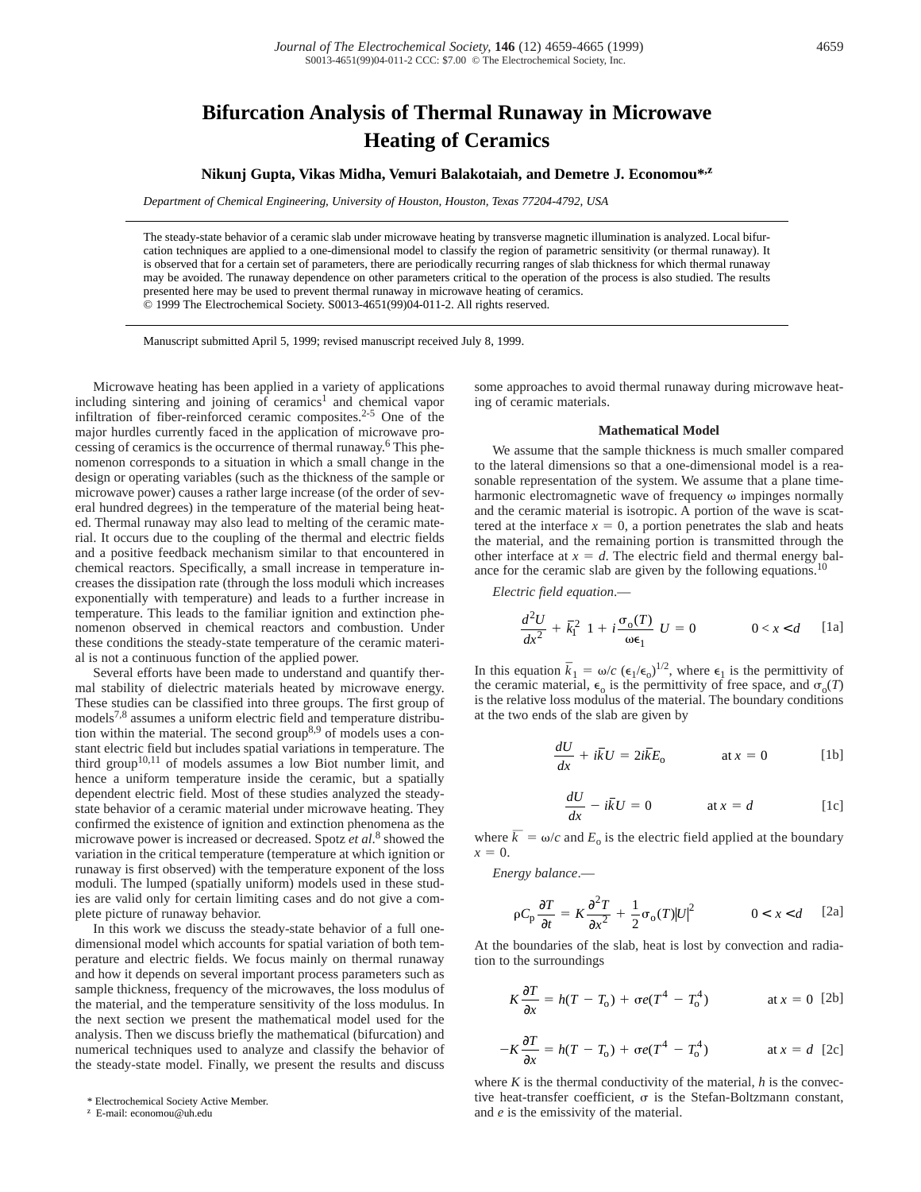# Bifurcation Analysis of Thermal Runaway in Microwave Heating of Ceramics

**Nikunj Gupta, Vikas Midha, Vemuri Balakotaiah, and Demetre J. Economou*,z**

*Department of Chemical Engineering, University of Houston, Houston, Texas 77204-4792, USA*

The steady-state behavior of a ceramic slab under microwave heating by transverse magnetic illumination is analyzed. Local bifurcation techniques are applied to a one-dimensional model to classify the region of parametric sensitivity (or thermal runaway). It is observed that for a certain set of parameters, there are periodically recurring ranges of slab thickness for which thermal runaway may be avoided. The runaway dependence on other parameters critical to the operation of the process is also studied. The results presented here may be used to prevent thermal runaway in microwave heating of ceramics.
© 1999 The Electrochemical Society. S0013-4651(99)04-011-2. All rights reserved.

Manuscript submitted April 5, 1999; revised manuscript received July 8, 1999.

Microwave heating has been applied in a variety of applications including sintering and joining of ceramics[1] and chemical vapor infiltration of fiber-reinforced ceramic composites.[2-5] One of the major hurdles currently faced in the application of microwave processing of ceramics is the occurrence of thermal runaway.[6] This phenomenon corresponds to a situation in which a small change in the design or operating variables (such as the thickness of the sample or microwave power) causes a rather large increase (of the order of several hundred degrees) in the temperature of the material being heated. Thermal runaway may also lead to melting of the ceramic material. It occurs due to the coupling of the thermal and electric fields and a positive feedback mechanism similar to that encountered in chemical reactors. Specifically, a small increase in temperature increases the dissipation rate (through the loss moduli which increases exponentially with temperature) and leads to a further increase in temperature. This leads to the familiar ignition and extinction phenomenon observed in chemical reactors and combustion. Under these conditions the steady-state temperature of the ceramic material is not a continuous function of the applied power.

Several efforts have been made to understand and quantify thermal stability of dielectric materials heated by microwave energy. These studies can be classified into three groups. The first group of models[7,8] assumes a uniform electric field and temperature distribution within the material. The second group[8,9] of models uses a constant electric field but includes spatial variations in temperature. The third group[10,11] of models assumes a low Biot number limit, and hence a uniform temperature inside the ceramic, but a spatially dependent electric field. Most of these studies analyzed the steady-state behavior of a ceramic material under microwave heating. They confirmed the existence of ignition and extinction phenomena as the microwave power is increased or decreased. Spotz *et al.*[8] showed the variation in the critical temperature (temperature at which ignition or runaway is first observed) with the temperature exponent of the loss moduli. The lumped (spatially uniform) models used in these studies are valid only for certain limiting cases and do not give a complete picture of runaway behavior.

In this work we discuss the steady-state behavior of a full one-dimensional model which accounts for spatial variation of both temperature and electric fields. We focus mainly on thermal runaway and how it depends on several important process parameters such as sample thickness, frequency of the microwaves, the loss modulus of the material, and the temperature sensitivity of the loss modulus. In the next section we present the mathematical model used for the analysis. Then we discuss briefly the mathematical (bifurcation) and numerical techniques used to analyze and classify the behavior of the steady-state model. Finally, we present the results and discuss some approaches to avoid thermal runaway during microwave heating of ceramic materials.

## Mathematical Model

We assume that the sample thickness is much smaller compared to the lateral dimensions so that a one-dimensional model is a reasonable representation of the system. We assume that a plane time-harmonic electromagnetic wave of frequency $\omega$ impinges normally and the ceramic material is isotropic. A portion of the wave is scattered at the interface $x = 0$, a portion penetrates the slab and heats the material, and the remaining portion is transmitted through the other interface at $x = d$. The electric field and thermal energy balance for the ceramic slab are given by the following equations.[10]

*Electric field equation*.—

$$\frac{d^2U}{dx^2} + \bar{k}_1^2 \left(1 + i\frac{\sigma_o(T)}{\omega\epsilon_1}\right) U = 0 \qquad 0 < x < d \qquad [1a]$$

In this equation $\bar{k}_1 = \omega/c\,(\epsilon_1/\epsilon_o)^{1/2}$, where $\epsilon_1$ is the permittivity of the ceramic material, $\epsilon_o$ is the permittivity of free space, and $\sigma_o(T)$ is the relative loss modulus of the material. The boundary conditions at the two ends of the slab are given by

$$\frac{dU}{dx} + i\bar{k}U = 2i\bar{k}E_o \qquad \text{at } x = 0 \qquad [1b]$$

$$\frac{dU}{dx} - i\bar{k}U = 0 \qquad \text{at } x = d \qquad [1c]$$

where $\bar{k} = \omega/c$ and $E_o$ is the electric field applied at the boundary $x = 0$.

*Energy balance*.—

$$\rho C_p \frac{\partial T}{\partial t} = K\frac{\partial^2 T}{\partial x^2} + \frac{1}{2}\sigma_o(T)|U|^2 \qquad 0 < x < d \qquad [2a]$$

At the boundaries of the slab, heat is lost by convection and radiation to the surroundings

$$K\frac{\partial T}{\partial x} = h(T - T_o) + \sigma e(T^4 - T_o^4) \qquad \text{at } x = 0 \qquad [2b]$$

$$-K\frac{\partial T}{\partial x} = h(T - T_o) + \sigma e(T^4 - T_o^4) \qquad \text{at } x = d \qquad [2c]$$

where $K$ is the thermal conductivity of the material, $h$ is the convective heat-transfer coefficient, $\sigma$ is the Stefan-Boltzmann constant, and $e$ is the emissivity of the material.

\* Electrochemical Society Active Member.
z E-mail: economou@uh.edu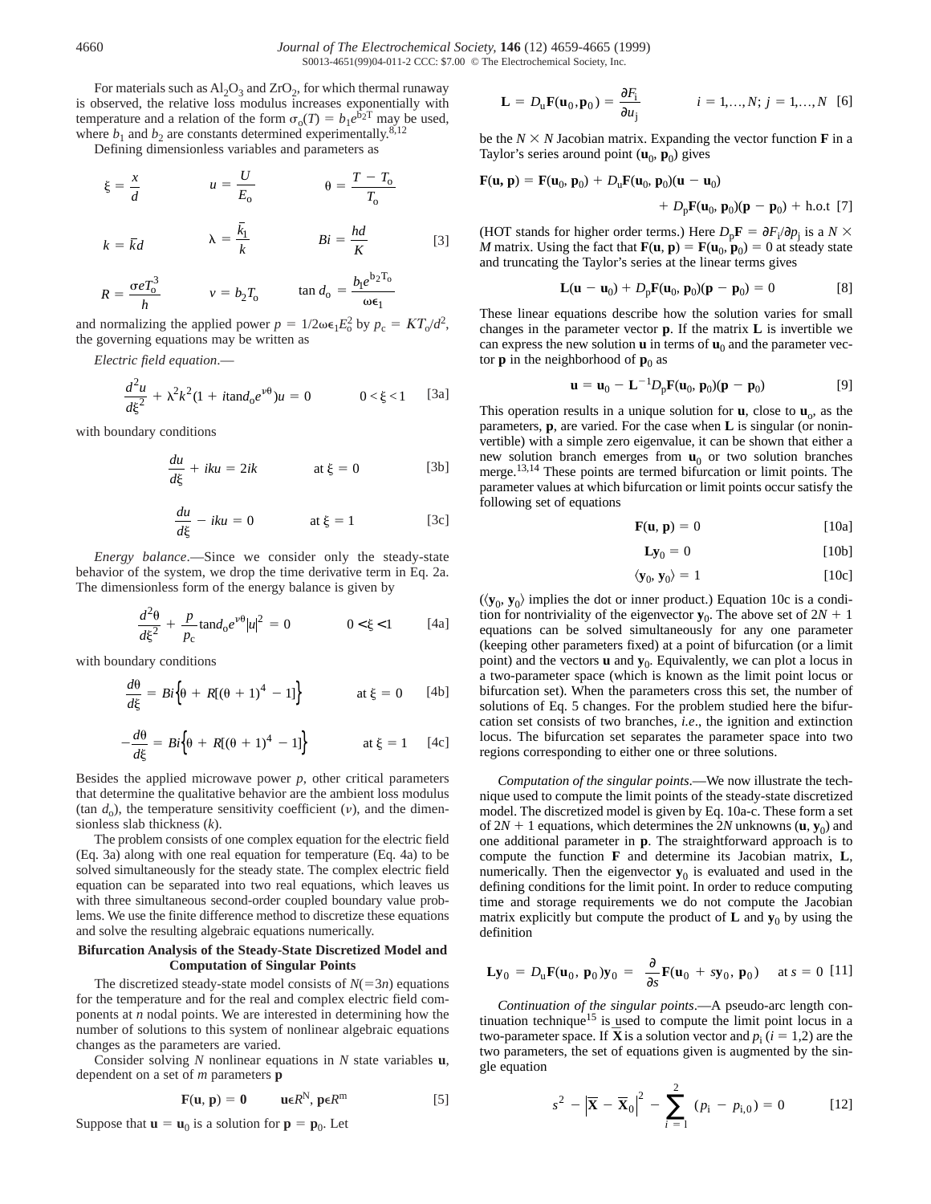For materials such as $Al_2O_3$ and $ZrO_2$, for which thermal runaway is observed, the relative loss modulus increases exponentially with temperature and a relation of the form $\sigma_o(T) = b_1 e^{b_2 T}$ may be used, where $b_1$ and $b_2$ are constants determined experimentally.[8,12]

Defining dimensionless variables and parameters as

$$\xi = \frac{x}{d} \qquad u = \frac{U}{E_o} \qquad \theta = \frac{T - T_o}{T_o}$$

$$k = \bar{k}d \qquad \lambda = \frac{\bar{k}_1}{k} \qquad Bi = \frac{hd}{K} \qquad [3]$$

$$R = \frac{\sigma e T_o^3}{h} \qquad v = b_2 T_o \qquad \tan d_o = \frac{b_1 e^{b_2 T_o}}{\omega \epsilon_1}$$

and normalizing the applied power $p = 1/2\omega\epsilon_1 E_o^2$ by $p_c = KT_o/d^2$, the governing equations may be written as

*Electric field equation*.—

$$\frac{d^2u}{d\xi^2} + \lambda^2 k^2 (1 + i\tan d_o e^{\nu\theta})u = 0 \qquad 0 < \xi < 1 \qquad [3a]$$

with boundary conditions

$$\frac{du}{d\xi} + iku = 2ik \qquad \text{at } \xi = 0 \qquad [3b]$$

$$\frac{du}{d\xi} - iku = 0 \qquad \text{at } \xi = 1 \qquad [3c]$$

*Energy balance*.—Since we consider only the steady-state behavior of the system, we drop the time derivative term in Eq. 2a. The dimensionless form of the energy balance is given by

$$\frac{d^2\theta}{d\xi^2} + \frac{p}{p_c}\tan d_o e^{\nu\theta}|u|^2 = 0 \qquad 0 < \xi < 1 \qquad [4a]$$

with boundary conditions

$$\frac{d\theta}{d\xi} = Bi\left\{\theta + R[(\theta + 1)^4 - 1]\right\} \qquad \text{at } \xi = 0 \qquad [4b]$$

$$-\frac{d\theta}{d\xi} = Bi\left\{\theta + R[(\theta + 1)^4 - 1]\right\} \qquad \text{at } \xi = 1 \qquad [4c]$$

Besides the applied microwave power $p$, other critical parameters that determine the qualitative behavior are the ambient loss modulus ($\tan d_o$), the temperature sensitivity coefficient ($v$), and the dimensionless slab thickness ($k$).

The problem consists of one complex equation for the electric field (Eq. 3a) along with one real equation for temperature (Eq. 4a) to be solved simultaneously for the steady state. The complex electric field equation can be separated into two real equations, which leaves us with three simultaneous second-order coupled boundary value problems. We use the finite difference method to discretize these equations and solve the resulting algebraic equations numerically.

## Bifurcation Analysis of the Steady-State Discretized Model and Computation of Singular Points

The discretized steady-state model consists of $N(=3n)$ equations for the temperature and for the real and complex electric field components at $n$ nodal points. We are interested in determining how the number of solutions to this system of nonlinear algebraic equations changes as the parameters are varied.

Consider solving $N$ nonlinear equations in $N$ state variables $\mathbf{u}$, dependent on a set of $m$ parameters $\mathbf{p}$

$$\mathbf{F}(\mathbf{u}, \mathbf{p}) = \mathbf{0} \qquad \mathbf{u} \epsilon R^N, \mathbf{p} \epsilon R^m \qquad [5]$$

Suppose that $\mathbf{u} = \mathbf{u}_0$ is a solution for $\mathbf{p} = \mathbf{p}_0$. Let

$$\mathbf{L} = D_u\mathbf{F}(\mathbf{u}_0, \mathbf{p}_0) = \frac{\partial F_i}{\partial u_j} \qquad i = 1,\ldots,N;\ j = 1,\ldots,N \qquad [6]$$

be the $N \times N$ Jacobian matrix. Expanding the vector function $\mathbf{F}$ in a Taylor's series around point $(\mathbf{u}_0, \mathbf{p}_0)$ gives

$$\mathbf{F}(\mathbf{u}, \mathbf{p}) = \mathbf{F}(\mathbf{u}_0, \mathbf{p}_0) + D_u\mathbf{F}(\mathbf{u}_0, \mathbf{p}_0)(\mathbf{u} - \mathbf{u}_0) + D_p\mathbf{F}(\mathbf{u}_0, \mathbf{p}_0)(\mathbf{p} - \mathbf{p}_0) + \text{h.o.t} \qquad [7]$$

(HOT stands for higher order terms.) Here $D_p\mathbf{F} = \partial F_i/\partial p_j$ is a $N \times M$ matrix. Using the fact that $\mathbf{F}(\mathbf{u}, \mathbf{p}) = \mathbf{F}(\mathbf{u}_0, \mathbf{p}_0) = 0$ at steady state and truncating the Taylor's series at the linear terms gives

$$\mathbf{L}(\mathbf{u} - \mathbf{u}_0) + D_p\mathbf{F}(\mathbf{u}_0, \mathbf{p}_0)(\mathbf{p} - \mathbf{p}_0) = 0 \qquad [8]$$

These linear equations describe how the solution varies for small changes in the parameter vector $\mathbf{p}$. If the matrix $\mathbf{L}$ is invertible we can express the new solution $\mathbf{u}$ in terms of $\mathbf{u}_0$ and the parameter vector $\mathbf{p}$ in the neighborhood of $\mathbf{p}_0$ as

$$\mathbf{u} = \mathbf{u}_0 - \mathbf{L}^{-1}D_p\mathbf{F}(\mathbf{u}_0, \mathbf{p}_0)(\mathbf{p} - \mathbf{p}_0) \qquad [9]$$

This operation results in a unique solution for $\mathbf{u}$, close to $\mathbf{u}_o$, as the parameters, $\mathbf{p}$, are varied. For the case when $\mathbf{L}$ is singular (or noninvertible) with a simple zero eigenvalue, it can be shown that either a new solution branch emerges from $\mathbf{u}_0$ or two solution branches merge.[13,14] These points are termed bifurcation or limit points. The parameter values at which bifurcation or limit points occur satisfy the following set of equations

$$\mathbf{F}(\mathbf{u}, \mathbf{p}) = 0 \qquad [10a]$$

$$\mathbf{L}\mathbf{y}_0 = 0 \qquad [10b]$$

$$\langle \mathbf{y}_0, \mathbf{y}_0 \rangle = 1 \qquad [10c]$$

($\langle \mathbf{y}_0, \mathbf{y}_0 \rangle$ implies the dot or inner product.) Equation 10c is a condition for nontriviality of the eigenvector $\mathbf{y}_0$. The above set of $2N + 1$ equations can be solved simultaneously for any one parameter (keeping other parameters fixed) at a point of bifurcation (or a limit point) and the vectors $\mathbf{u}$ and $\mathbf{y}_0$. Equivalently, we can plot a locus in a two-parameter space (which is known as the limit point locus or bifurcation set). When the parameters cross this set, the number of solutions of Eq. 5 changes. For the problem studied here the bifurcation set consists of two branches, *i.e.*, the ignition and extinction locus. The bifurcation set separates the parameter space into two regions corresponding to either one or three solutions.

*Computation of the singular points*.—We now illustrate the technique used to compute the limit points of the steady-state discretized model. The discretized model is given by Eq. 10a-c. These form a set of $2N + 1$ equations, which determines the $2N$ unknowns $(\mathbf{u}, \mathbf{y}_0)$ and one additional parameter in $\mathbf{p}$. The straightforward approach is to compute the function $\mathbf{F}$ and determine its Jacobian matrix, $\mathbf{L}$, numerically. Then the eigenvector $\mathbf{y}_0$ is evaluated and used in the defining conditions for the limit point. In order to reduce computing time and storage requirements we do not compute the Jacobian matrix explicitly but compute the product of $\mathbf{L}$ and $\mathbf{y}_0$ by using the definition

$$\mathbf{L}\mathbf{y}_0 = D_u\mathbf{F}(\mathbf{u}_0, \mathbf{p}_0)\mathbf{y}_0 = \frac{\partial}{\partial s}\mathbf{F}(\mathbf{u}_0 + s\mathbf{y}_0, \mathbf{p}_0) \qquad \text{at } s = 0 \qquad [11]$$

*Continuation of the singular points*.—A pseudo-arc length continuation technique[15] is used to compute the limit point locus in a two-parameter space. If $\overline{\mathbf{X}}$ is a solution vector and $p_i$ $(i = 1,2)$ are the two parameters, the set of equations given is augmented by the single equation

$$s^2 - \left|\overline{\mathbf{X}} - \overline{\mathbf{X}}_0\right|^2 - \sum_{i=1}^{2}(p_i - p_{i,0}) = 0 \qquad [12]$$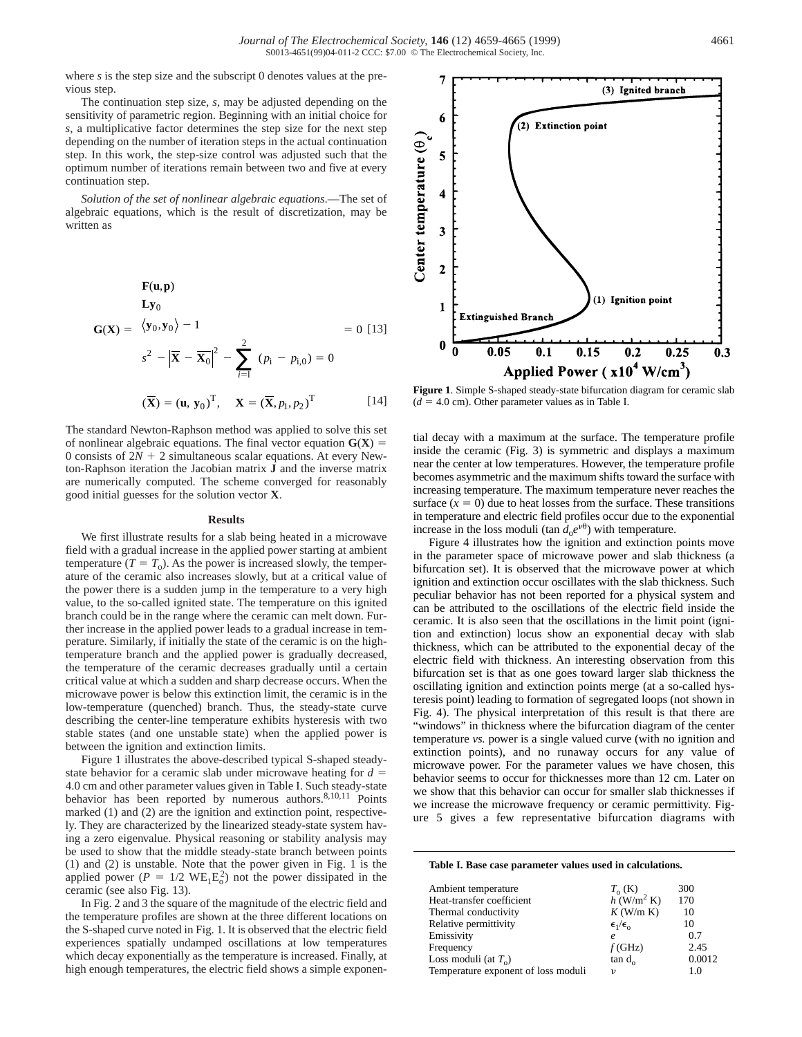where *s* is the step size and the subscript 0 denotes values at the previous step.

The continuation step size, *s*, may be adjusted depending on the sensitivity of parametric region. Beginning with an initial choice for *s*, a multiplicative factor determines the step size for the next step depending on the number of iteration steps in the actual continuation step. In this work, the step-size control was adjusted such that the optimum number of iterations remain between two and five at every continuation step.

*Solution of the set of nonlinear algebraic equations.*—The set of algebraic equations, which is the result of discretization, may be written as

$$\mathbf{G}(\mathbf{X}) = \begin{array}{l} \mathbf{F}(\mathbf{u},\mathbf{p}) \\ \mathbf{L}\mathbf{y}_0 \\ \langle \mathbf{y}_0, \mathbf{y}_0 \rangle - 1 \\ s^2 - \left|\overline{\mathbf{X}} - \overline{\mathbf{X}}_0\right|^2 - \sum_{i=1}^{2} (p_i - p_{i,0}) = 0 \end{array} = 0 \quad [13]$$

$$(\overline{\mathbf{X}}) = (\mathbf{u}, \mathbf{y}_0)^{\mathrm{T}}, \quad \mathbf{X} = (\overline{\mathbf{X}}, p_1, p_2)^{\mathrm{T}} \quad [14]$$

The standard Newton-Raphson method was applied to solve this set of nonlinear algebraic equations. The final vector equation $\mathbf{G}(\mathbf{X}) = 0$ consists of $2N + 2$ simultaneous scalar equations. At every Newton-Raphson iteration the Jacobian matrix **J** and the inverse matrix are numerically computed. The scheme converged for reasonably good initial guesses for the solution vector **X**.

## Results

We first illustrate results for a slab being heated in a microwave field with a gradual increase in the applied power starting at ambient temperature ($T = T_o$). As the power is increased slowly, the temperature of the ceramic also increases slowly, but at a critical value of the power there is a sudden jump in the temperature to a very high value, to the so-called ignited state. The temperature on this ignited branch could be in the range where the ceramic can melt down. Further increase in the applied power leads to a gradual increase in temperature. Similarly, if initially the state of the ceramic is on the high-temperature branch and the applied power is gradually decreased, the temperature of the ceramic decreases gradually until a certain critical value at which a sudden and sharp decrease occurs. When the microwave power is below this extinction limit, the ceramic is in the low-temperature (quenched) branch. Thus, the steady-state curve describing the center-line temperature exhibits hysteresis with two stable states (and one unstable state) when the applied power is between the ignition and extinction limits.

Figure 1 illustrates the above-described typical S-shaped steady-state behavior for a ceramic slab under microwave heating for $d = 4.0$ cm and other parameter values given in Table I. Such steady-state behavior has been reported by numerous authors.[8,10,11] Points marked (1) and (2) are the ignition and extinction point, respectively. They are characterized by the linearized steady-state system having a zero eigenvalue. Physical reasoning or stability analysis may be used to show that the middle steady-state branch between points (1) and (2) is unstable. Note that the power given in Fig. 1 is the applied power ($P = 1/2\ \mathrm{WE_1E_o^2}$) not the power dissipated in the ceramic (see also Fig. 13).

In Fig. 2 and 3 the square of the magnitude of the electric field and the temperature profiles are shown at the three different locations on the S-shaped curve noted in Fig. 1. It is observed that the electric field experiences spatially undamped oscillations at low temperatures which decay exponentially as the temperature is increased. Finally, at high enough temperatures, the electric field shows a simple exponential decay with a maximum at the surface. The temperature profile inside the ceramic (Fig. 3) is symmetric and displays a maximum near the center at low temperatures. However, the temperature profile becomes asymmetric and the maximum shifts toward the surface with increasing temperature. The maximum temperature never reaches the surface ($x = 0$) due to heat losses from the surface. These transitions in temperature and electric field profiles occur due to the exponential increase in the loss moduli ($\tan d_o e^{\nu\theta}$) with temperature.

Figure 1. Simple S-shaped steady-state bifurcation diagram for ceramic slab ($d = 4.0$ cm). Other parameter values as in Table I.

Figure 4 illustrates how the ignition and extinction points move in the parameter space of microwave power and slab thickness (a bifurcation set). It is observed that the microwave power at which ignition and extinction occur oscillates with the slab thickness. Such peculiar behavior has not been reported for a physical system and can be attributed to the oscillations of the electric field inside the ceramic. It is also seen that the oscillations in the limit point (ignition and extinction) locus show an exponential decay with slab thickness, which can be attributed to the exponential decay of the electric field with thickness. An interesting observation from this bifurcation set is that as one goes toward larger slab thickness the oscillating ignition and extinction points merge (at a so-called hysteresis point) leading to formation of segregated loops (not shown in Fig. 4). The physical interpretation of this result is that there are "windows" in thickness where the bifurcation diagram of the center temperature *vs.* power is a single valued curve (with no ignition and extinction points), and no runaway occurs for any value of microwave power. For the parameter values we have chosen, this behavior seems to occur for thicknesses more than 12 cm. Later on we show that this behavior can occur for smaller slab thicknesses if we increase the microwave frequency or ceramic permittivity. Figure 5 gives a few representative bifurcation diagrams with

**Table I. Base case parameter values used in calculations.**

| | | |
|---|---|---|
| Ambient temperature | $T_o$ (K) | 300 |
| Heat-transfer coefficient | $h$ (W/m$^2$ K) | 170 |
| Thermal conductivity | $K$ (W/m K) | 10 |
| Relative permittivity | $\epsilon_1/\epsilon_o$ | 10 |
| Emissivity | $e$ | 0.7 |
| Frequency | $f$ (GHz) | 2.45 |
| Loss moduli (at $T_o$) | $\tan d_o$ | 0.0012 |
| Temperature exponent of loss moduli | $\nu$ | 1.0 |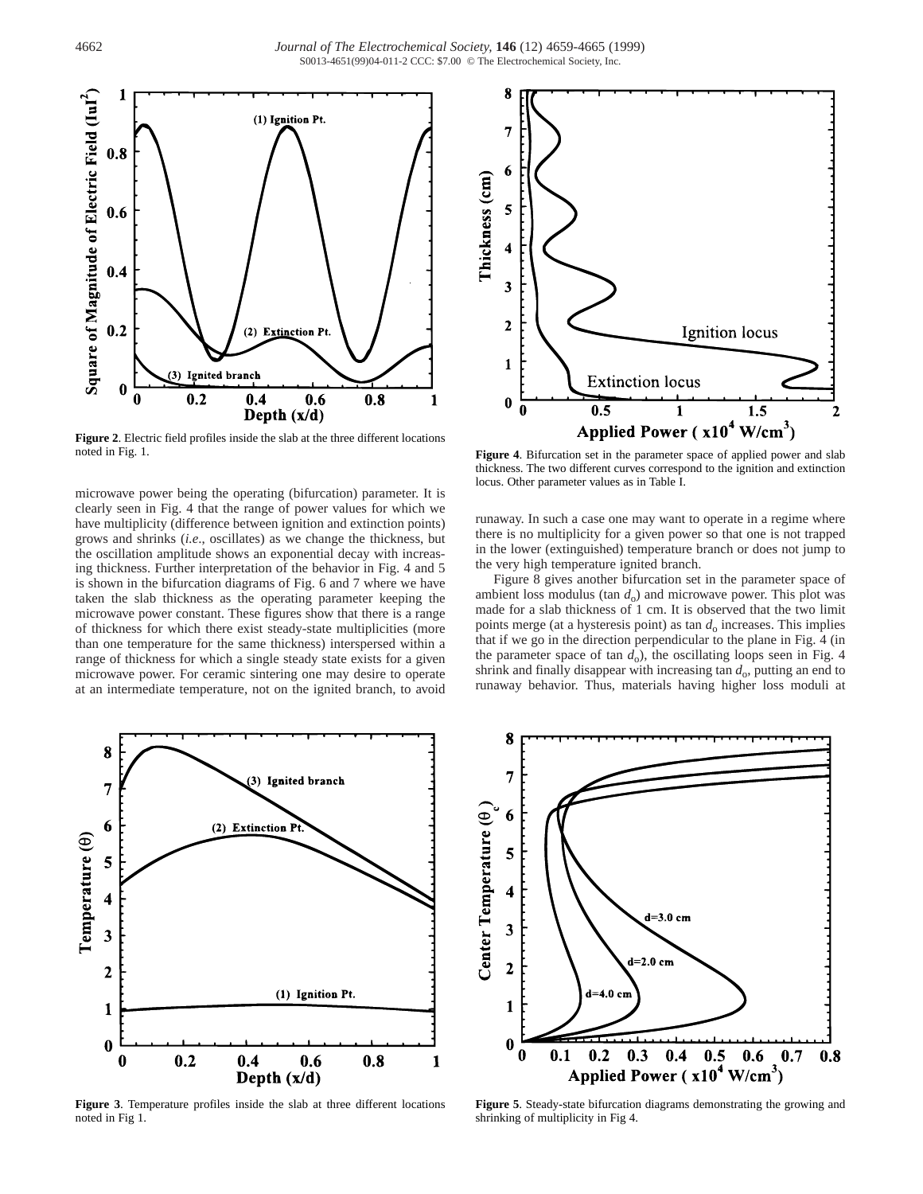Figure 2. Electric field profiles inside the slab at the three different locations noted in Fig. 1.

Figure 4. Bifurcation set in the parameter space of applied power and slab thickness. The two different curves correspond to the ignition and extinction locus. Other parameter values as in Table I.

microwave power being the operating (bifurcation) parameter. It is clearly seen in Fig. 4 that the range of power values for which we have multiplicity (difference between ignition and extinction points) grows and shrinks (*i.e*., oscillates) as we change the thickness, but the oscillation amplitude shows an exponential decay with increasing thickness. Further interpretation of the behavior in Fig. 4 and 5 is shown in the bifurcation diagrams of Fig. 6 and 7 where we have taken the slab thickness as the operating parameter keeping the microwave power constant. These figures show that there is a range of thickness for which there exist steady-state multiplicities (more than one temperature for the same thickness) interspersed within a range of thickness for which a single steady state exists for a given microwave power. For ceramic sintering one may desire to operate at an intermediate temperature, not on the ignited branch, to avoid runaway. In such a case one may want to operate in a regime where there is no multiplicity for a given power so that one is not trapped in the lower (extinguished) temperature branch or does not jump to the very high temperature ignited branch.

Figure 8 gives another bifurcation set in the parameter space of ambient loss modulus (tan $d_o$) and microwave power. This plot was made for a slab thickness of 1 cm. It is observed that the two limit points merge (at a hysteresis point) as tan $d_o$ increases. This implies that if we go in the direction perpendicular to the plane in Fig. 4 (in the parameter space of tan $d_o$), the oscillating loops seen in Fig. 4 shrink and finally disappear with increasing tan $d_o$, putting an end to runaway behavior. Thus, materials having higher loss moduli at

Figure 3. Temperature profiles inside the slab at three different locations noted in Fig 1.

Figure 5. Steady-state bifurcation diagrams demonstrating the growing and shrinking of multiplicity in Fig 4.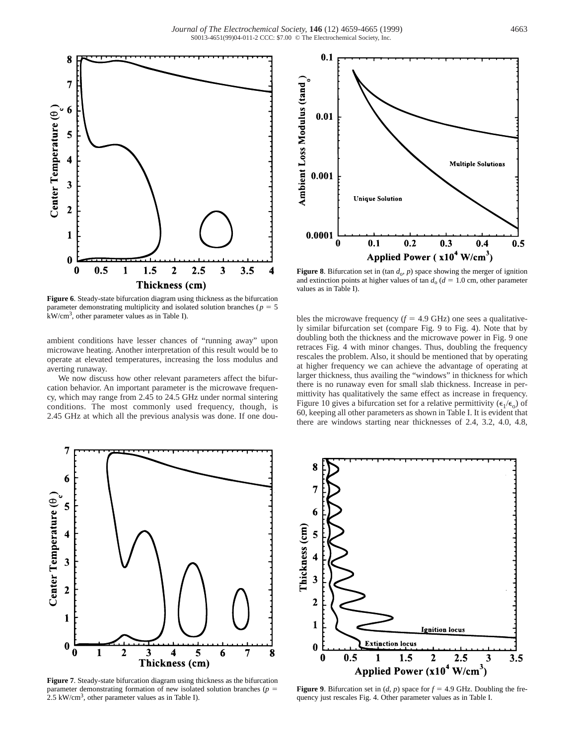**Figure 6**. Steady-state bifurcation diagram using thickness as the bifurcation parameter demonstrating multiplicity and isolated solution branches ($p$ = 5 kW/cm$^3$, other parameter values as in Table I).

**Figure 8**. Bifurcation set in (tan $d_o$, $p$) space showing the merger of ignition and extinction points at higher values of tan $d_o$ ($d$ = 1.0 cm, other parameter values as in Table I).

ambient conditions have lesser chances of "running away" upon microwave heating. Another interpretation of this result would be to operate at elevated temperatures, increasing the loss modulus and averting runaway.

We now discuss how other relevant parameters affect the bifurcation behavior. An important parameter is the microwave frequency, which may range from 2.45 to 24.5 GHz under normal sintering conditions. The most commonly used frequency, though, is 2.45 GHz at which all the previous analysis was done. If one doubles the microwave frequency ($f$ = 4.9 GHz) one sees a qualitatively similar bifurcation set (compare Fig. 9 to Fig. 4). Note that by doubling both the thickness and the microwave power in Fig. 9 one retraces Fig. 4 with minor changes. Thus, doubling the frequency rescales the problem. Also, it should be mentioned that by operating at higher frequency we can achieve the advantage of operating at larger thickness, thus availing the "windows" in thickness for which there is no runaway even for small slab thickness. Increase in permittivity has qualitatively the same effect as increase in frequency. Figure 10 gives a bifurcation set for a relative permittivity ($\epsilon_1/\epsilon_o$) of 60, keeping all other parameters as shown in Table I. It is evident that there are windows starting near thicknesses of 2.4, 3.2, 4.0, 4.8,

**Figure 7**. Steady-state bifurcation diagram using thickness as the bifurcation parameter demonstrating formation of new isolated solution branches ($p$ = 2.5 kW/cm$^3$, other parameter values as in Table I).

**Figure 9**. Bifurcation set in ($d$, $p$) space for $f$ = 4.9 GHz. Doubling the frequency just rescales Fig. 4. Other parameter values as in Table I.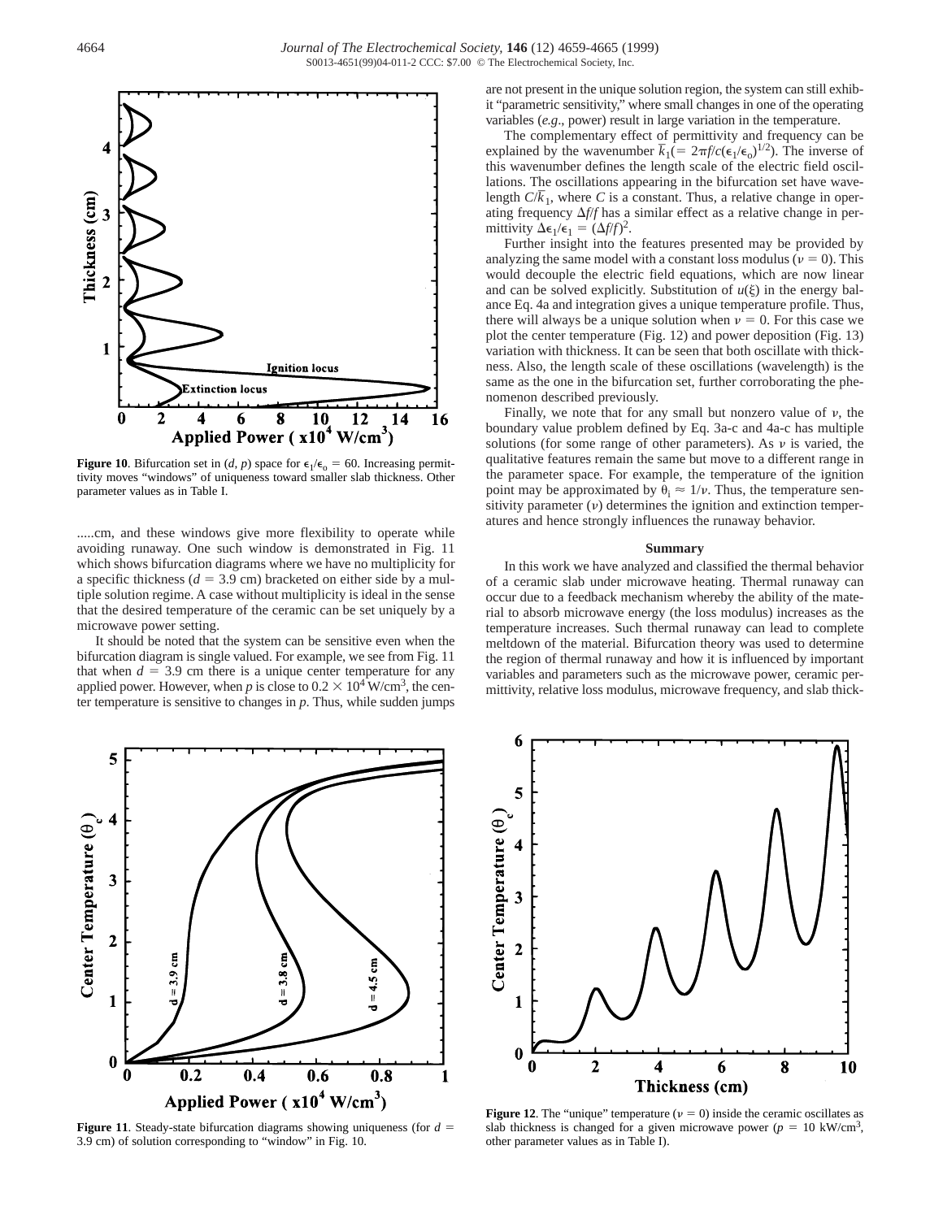**Figure 10**. Bifurcation set in ($d$, $p$) space for $\epsilon_1/\epsilon_o = 60$. Increasing permittivity moves "windows" of uniqueness toward smaller slab thickness. Other parameter values as in Table I.

.....cm, and these windows give more flexibility to operate while avoiding runaway. One such window is demonstrated in Fig. 11 which shows bifurcation diagrams where we have no multiplicity for a specific thickness ($d = 3.9$ cm) bracketed on either side by a multiple solution regime. A case without multiplicity is ideal in the sense that the desired temperature of the ceramic can be set uniquely by a microwave power setting.

It should be noted that the system can be sensitive even when the bifurcation diagram is single valued. For example, we see from Fig. 11 that when $d = 3.9$ cm there is a unique center temperature for any applied power. However, when $p$ is close to $0.2 \times 10^4$ W/cm$^3$, the center temperature is sensitive to changes in $p$. Thus, while sudden jumps are not present in the unique solution region, the system can still exhibit "parametric sensitivity," where small changes in one of the operating variables (*e.g.*, power) result in large variation in the temperature.

The complementary effect of permittivity and frequency can be explained by the wavenumber $\bar{k}_1 (= 2\pi f/c(\epsilon_1/\epsilon_o)^{1/2})$. The inverse of this wavenumber defines the length scale of the electric field oscillations. The oscillations appearing in the bifurcation set have wavelength $C/\bar{k}_1$, where $C$ is a constant. Thus, a relative change in operating frequency $\Delta f/f$ has a similar effect as a relative change in permittivity $\Delta\epsilon_1/\epsilon_1 = (\Delta f/f)^2$.

Further insight into the features presented may be provided by analyzing the same model with a constant loss modulus ($\nu = 0$). This would decouple the electric field equations, which are now linear and can be solved explicitly. Substitution of $u(\xi)$ in the energy balance Eq. 4a and integration gives a unique temperature profile. Thus, there will always be a unique solution when $\nu = 0$. For this case we plot the center temperature (Fig. 12) and power deposition (Fig. 13) variation with thickness. It can be seen that both oscillate with thickness. Also, the length scale of these oscillations (wavelength) is the same as the one in the bifurcation set, further corroborating the phenomenon described previously.

Finally, we note that for any small but nonzero value of $\nu$, the boundary value problem defined by Eq. 3a-c and 4a-c has multiple solutions (for some range of other parameters). As $\nu$ is varied, the qualitative features remain the same but move to a different range in the parameter space. For example, the temperature of the ignition point may be approximated by $\theta_i \approx 1/\nu$. Thus, the temperature sensitivity parameter ($\nu$) determines the ignition and extinction temperatures and hence strongly influences the runaway behavior.

## Summary

In this work we have analyzed and classified the thermal behavior of a ceramic slab under microwave heating. Thermal runaway can occur due to a feedback mechanism whereby the ability of the material to absorb microwave energy (the loss modulus) increases as the temperature increases. Such thermal runaway can lead to complete meltdown of the material. Bifurcation theory was used to determine the region of thermal runaway and how it is influenced by important variables and parameters such as the microwave power, ceramic permittivity, relative loss modulus, microwave frequency, and slab thick-

**Figure 11**. Steady-state bifurcation diagrams showing uniqueness (for $d = 3.9$ cm) of solution corresponding to "window" in Fig. 10.

**Figure 12**. The "unique" temperature ($\nu = 0$) inside the ceramic oscillates as slab thickness is changed for a given microwave power ($p = 10$ kW/cm$^3$, other parameter values as in Table I).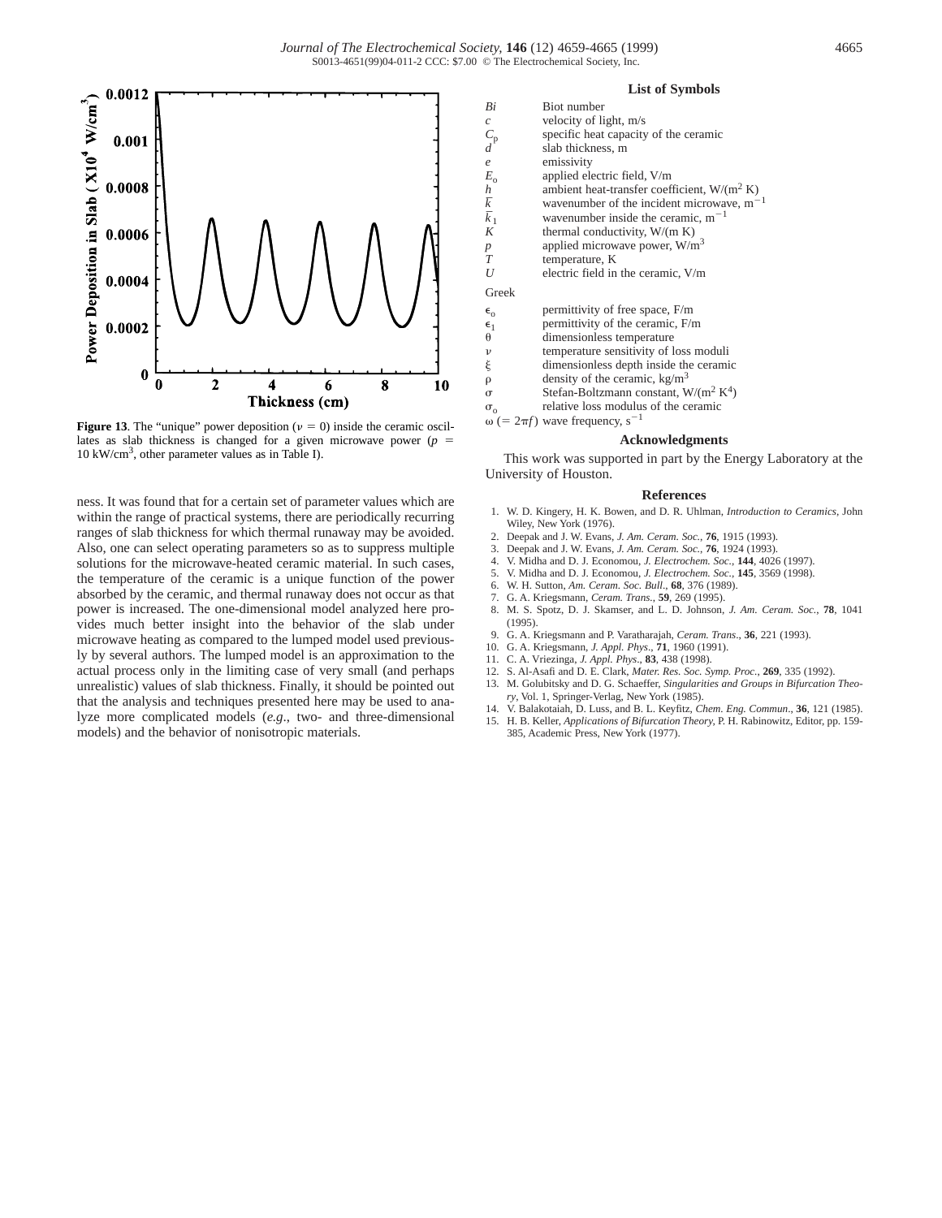Power Deposition in Slab ( X10$^4$ W/cm$^3$)

0.0012
0.001
0.0008
0.0006
0.0004
0.0002
0

0 2 4 6 8 10

Thickness (cm)

**Figure 13**. The "unique" power deposition ($\nu = 0$) inside the ceramic oscillates as slab thickness is changed for a given microwave power ($p$ = 10 kW/cm$^3$, other parameter values as in Table I).

ness. It was found that for a certain set of parameter values which are within the range of practical systems, there are periodically recurring ranges of slab thickness for which thermal runaway may be avoided. Also, one can select operating parameters so as to suppress multiple solutions for the microwave-heated ceramic material. In such cases, the temperature of the ceramic is a unique function of the power absorbed by the ceramic, and thermal runaway does not occur as that power is increased. The one-dimensional model analyzed here provides much better insight into the behavior of the slab under microwave heating as compared to the lumped model used previously by several authors. The lumped model is an approximation to the actual process only in the limiting case of very small (and perhaps unrealistic) values of slab thickness. Finally, it should be pointed out that the analysis and techniques presented here may be used to analyze more complicated models (*e.g.*, two- and three-dimensional models) and the behavior of nonisotropic materials.

## List of Symbols

| | |
|---|---|
| $Bi$ | Biot number |
| $c$ | velocity of light, m/s |
| $C_p$ | specific heat capacity of the ceramic |
| $d$ | slab thickness, m |
| $e$ | emissivity |
| $E_o$ | applied electric field, V/m |
| $h$ | ambient heat-transfer coefficient, W/(m$^2$ K) |
| $\bar{k}$ | wavenumber of the incident microwave, m$^{-1}$ |
| $\bar{k}_1$ | wavenumber inside the ceramic, m$^{-1}$ |
| $K$ | thermal conductivity, W/(m K) |
| $p$ | applied microwave power, W/m$^3$ |
| $T$ | temperature, K |
| $U$ | electric field in the ceramic, V/m |

Greek

| | |
|---|---|
| $\epsilon_o$ | permittivity of free space, F/m |
| $\epsilon_1$ | permittivity of the ceramic, F/m |
| $\theta$ | dimensionless temperature |
| $\nu$ | temperature sensitivity of loss moduli |
| $\xi$ | dimensionless depth inside the ceramic |
| $\rho$ | density of the ceramic, kg/m$^3$ |
| $\sigma$ | Stefan-Boltzmann constant, W/(m$^2$ K$^4$) |
| $\sigma_o$ | relative loss modulus of the ceramic |
| $\omega$ (= $2\pi f$) | wave frequency, s$^{-1}$ |

## Acknowledgments

This work was supported in part by the Energy Laboratory at the University of Houston.

## References

1. W. D. Kingery, H. K. Bowen, and D. R. Uhlman, *Introduction to Ceramics*, John Wiley, New York (1976).
2. Deepak and J. W. Evans, *J. Am. Ceram. Soc.*, **76**, 1915 (1993).
3. Deepak and J. W. Evans, *J. Am. Ceram. Soc.*, **76**, 1924 (1993).
4. V. Midha and D. J. Economou, *J. Electrochem. Soc.*, **144**, 4026 (1997).
5. V. Midha and D. J. Economou, *J. Electrochem. Soc.*, **145**, 3569 (1998).
6. W. H. Sutton, *Am. Ceram. Soc. Bull.*, **68**, 376 (1989).
7. G. A. Kriegsmann, *Ceram. Trans.*, **59**, 269 (1995).
8. M. S. Spotz, D. J. Skamser, and L. D. Johnson, *J. Am. Ceram. Soc.*, **78**, 1041 (1995).
9. G. A. Kriegsmann and P. Varatharajah, *Ceram. Trans.*, **36**, 221 (1993).
10. G. A. Kriegsmann, *J. Appl. Phys.*, **71**, 1960 (1991).
11. C. A. Vriezinga, *J. Appl. Phys.*, **83**, 438 (1998).
12. S. Al-Asafi and D. E. Clark, *Mater. Res. Soc. Symp. Proc.*, **269**, 335 (1992).
13. M. Golubitsky and D. G. Schaeffer, *Singularities and Groups in Bifurcation Theory*, Vol. 1, Springer-Verlag, New York (1985).
14. V. Balakotaiah, D. Luss, and B. L. Keyfitz, *Chem. Eng. Commun.*, **36**, 121 (1985).
15. H. B. Keller, *Applications of Bifurcation Theory*, P. H. Rabinowitz, Editor, pp. 159-385, Academic Press, New York (1977).